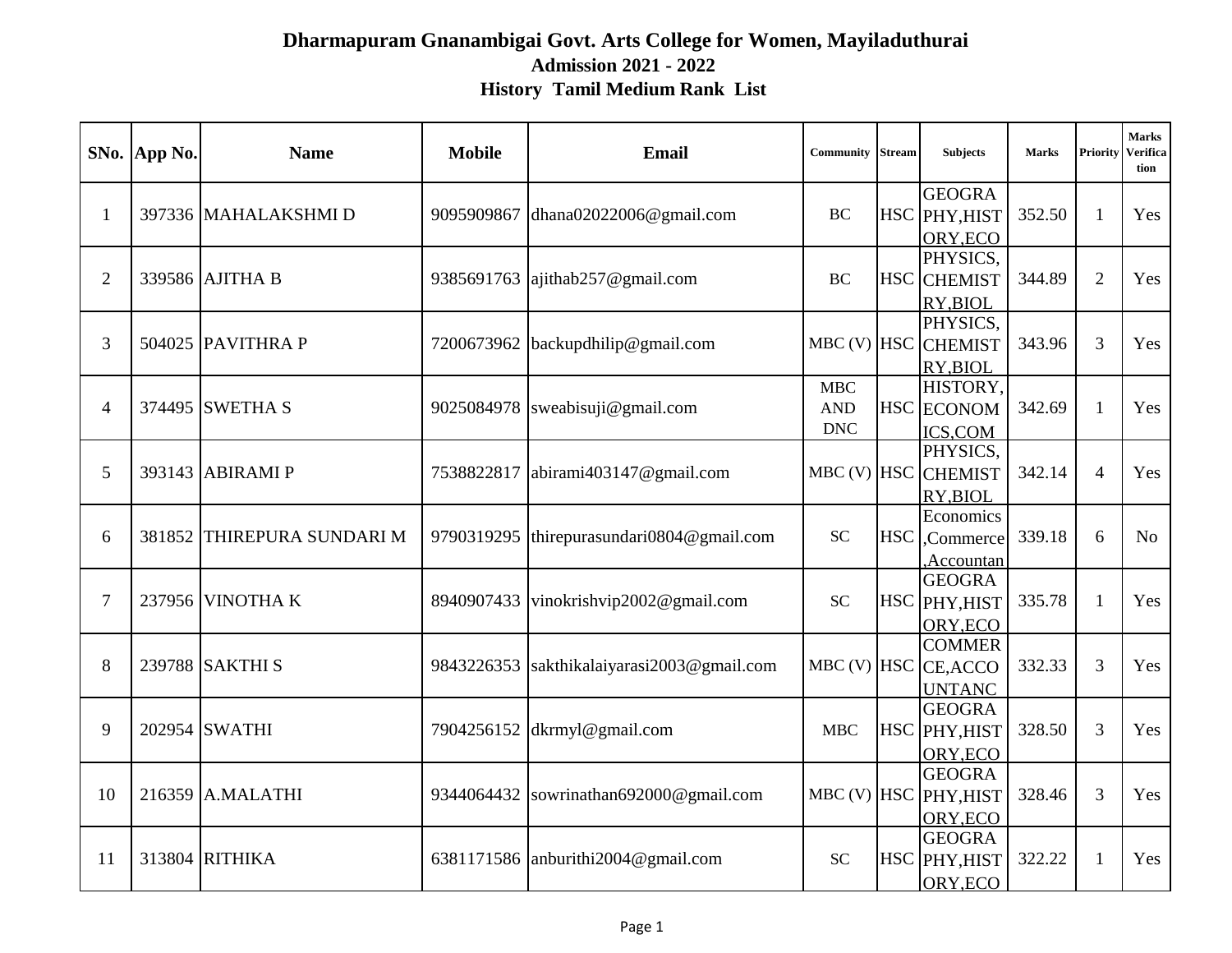# Dharmapuram Gnanambigai Govt. Arts College for Women, Mayiladuthurai

## Admission 2021 - 2022

### History Tamil Medium Rank List

| SNo. | App No. | Name | Mobile | Email | Community | Stream | Subjects | Marks | Priority | Marks Verification |
|---|---|---|---|---|---|---|---|---|---|---|
| 1 | 397336 | MAHALAKSHMI D | 9095909867 | dhana02022006@gmail.com | BC | HSC | GEOGRAPHY,HISTORY,ECO | 352.50 | 1 | Yes |
| 2 | 339586 | AJITHA B | 9385691763 | ajithab257@gmail.com | BC | HSC | PHYSICS,CHEMISTRY,BIOL | 344.89 | 2 | Yes |
| 3 | 504025 | PAVITHRA P | 7200673962 | backupdhilip@gmail.com | MBC (V) | HSC | PHYSICS,CHEMISTRY,BIOL | 343.96 | 3 | Yes |
| 4 | 374495 | SWETHA S | 9025084978 | sweabisuji@gmail.com | MBC AND DNC | HSC | HISTORY,ECONOMICS,COM | 342.69 | 1 | Yes |
| 5 | 393143 | ABIRAMI P | 7538822817 | abirami403147@gmail.com | MBC (V) | HSC | PHYSICS,CHEMISTRY,BIOL | 342.14 | 4 | Yes |
| 6 | 381852 | THIREPURA SUNDARI M | 9790319295 | thirepurasundari0804@gmail.com | SC | HSC | Economics,Commerce,Accountan | 339.18 | 6 | No |
| 7 | 237956 | VINOTHA K | 8940907433 | vinokrishvip2002@gmail.com | SC | HSC | GEOGRAPHY,HISTORY,ECO | 335.78 | 1 | Yes |
| 8 | 239788 | SAKTHI S | 9843226353 | sakthikalaiyarasi2003@gmail.com | MBC (V) | HSC | COMMERCE,ACCOUNTANC | 332.33 | 3 | Yes |
| 9 | 202954 | SWATHI | 7904256152 | dkrmyl@gmail.com | MBC | HSC | GEOGRAPHY,HISTORY,ECO | 328.50 | 3 | Yes |
| 10 | 216359 | A.MALATHI | 9344064432 | sowrinathan692000@gmail.com | MBC (V) | HSC | GEOGRAPHY,HISTORY,ECO | 328.46 | 3 | Yes |
| 11 | 313804 | RITHIKA | 6381171586 | anburithi2004@gmail.com | SC | HSC | GEOGRAPHY,HISTORY,ECO | 322.22 | 1 | Yes |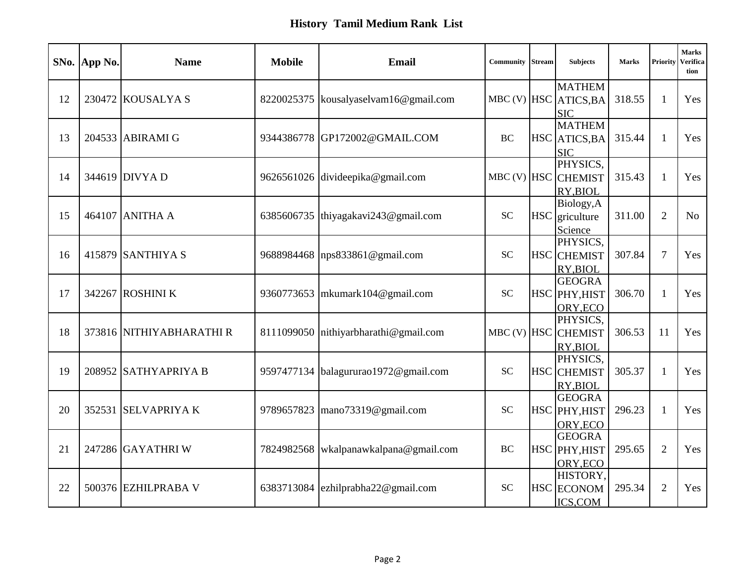## History Tamil Medium Rank List

| SNo. | App No. | Name | Mobile | Email | Community | Stream | Subjects | Marks | Priority | Marks Verification |
|---|---|---|---|---|---|---|---|---|---|---|
| 12 | 230472 | KOUSALYA S | 8220025375 | kousalyaselvam16@gmail.com | MBC (V) | HSC | MATHEMATICS,BASIC | 318.55 | 1 | Yes |
| 13 | 204533 | ABIRAMI G | 9344386778 | GP172002@GMAIL.COM | BC | HSC | MATHEMATICS,BASIC | 315.44 | 1 | Yes |
| 14 | 344619 | DIVYA D | 9626561026 | divideepika@gmail.com | MBC (V) | HSC | PHYSICS,CHEMISTRY,BIOL | 315.43 | 1 | Yes |
| 15 | 464107 | ANITHA A | 6385606735 | thiyagakavi243@gmail.com | SC | HSC | Biology,Agriculture Science | 311.00 | 2 | No |
| 16 | 415879 | SANTHIYA S | 9688984468 | nps833861@gmail.com | SC | HSC | PHYSICS,CHEMISTRY,BIOL | 307.84 | 7 | Yes |
| 17 | 342267 | ROSHINI K | 9360773653 | mkumark104@gmail.com | SC | HSC | GEOGRAPHY,HISTORY,ECO | 306.70 | 1 | Yes |
| 18 | 373816 | NITHIYABHARATHI R | 8111099050 | nithiyarbharathi@gmail.com | MBC (V) | HSC | PHYSICS,CHEMISTRY,BIOL | 306.53 | 11 | Yes |
| 19 | 208952 | SATHYAPRIYA B | 9597477134 | balagururao1972@gmail.com | SC | HSC | PHYSICS,CHEMISTRY,BIOL | 305.37 | 1 | Yes |
| 20 | 352531 | SELVAPRIYA K | 9789657823 | mano73319@gmail.com | SC | HSC | GEOGRAPHY,HISTORY,ECO | 296.23 | 1 | Yes |
| 21 | 247286 | GAYATHRI W | 7824982568 | wkalpanawkalpana@gmail.com | BC | HSC | GEOGRAPHY,HISTORY,ECO | 295.65 | 2 | Yes |
| 22 | 500376 | EZHILPRABA V | 6383713084 | ezhilprabha22@gmail.com | SC | HSC | HISTORY,ECONOMICS,COM | 295.34 | 2 | Yes |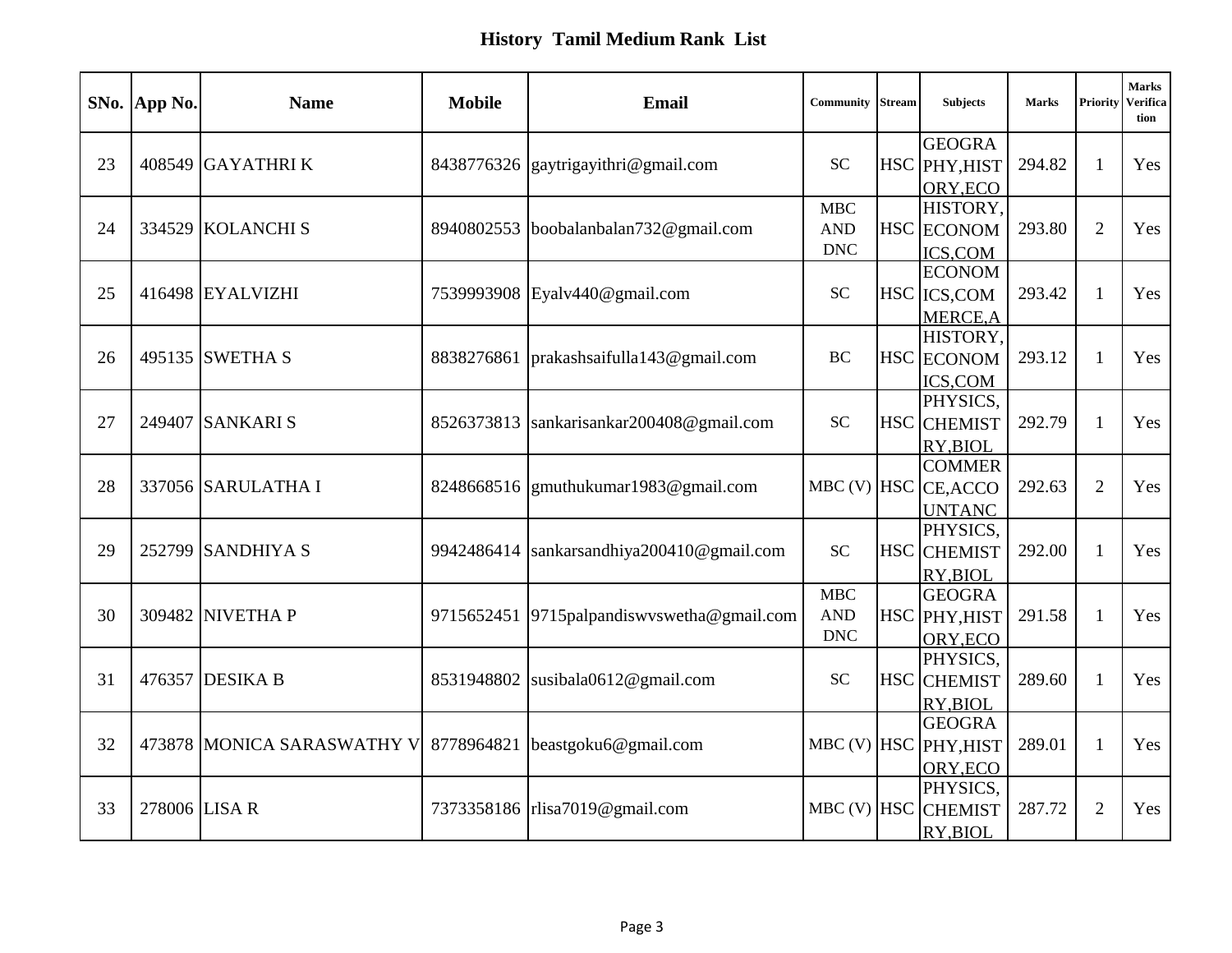## History Tamil Medium Rank List

| SNo. | App No. | Name | Mobile | Email | Community | Stream | Subjects | Marks | Priority | Marks Verification |
|---|---|---|---|---|---|---|---|---|---|---|
| 23 | 408549 | GAYATHRI K | 8438776326 | gaytrigayithri@gmail.com | SC | HSC | GEOGRAPHY,HISTORY,ECO | 294.82 | 1 | Yes |
| 24 | 334529 | KOLANCHI S | 8940802553 | boobalanbalan732@gmail.com | MBC AND DNC | HSC | HISTORY,ECONOMICS,COM | 293.80 | 2 | Yes |
| 25 | 416498 | EYALVIZHI | 7539993908 | Eyalv440@gmail.com | SC | HSC | ECONOMICS,COMMERCE,A | 293.42 | 1 | Yes |
| 26 | 495135 | SWETHA S | 8838276861 | prakashsaifulla143@gmail.com | BC | HSC | HISTORY,ECONOMICS,COM | 293.12 | 1 | Yes |
| 27 | 249407 | SANKARI S | 8526373813 | sankarisankar200408@gmail.com | SC | HSC | PHYSICS,CHEMISTRY,BIOL | 292.79 | 1 | Yes |
| 28 | 337056 | SARULATHA I | 8248668516 | gmuthukumar1983@gmail.com | MBC (V) | HSC | COMMERCE,ACCOUNTANC | 292.63 | 2 | Yes |
| 29 | 252799 | SANDHIYA S | 9942486414 | sankarsandhiya200410@gmail.com | SC | HSC | PHYSICS,CHEMISTRY,BIOL | 292.00 | 1 | Yes |
| 30 | 309482 | NIVETHA P | 9715652451 | 9715palpandiswvswetha@gmail.com | MBC AND DNC | HSC | GEOGRAPHY,HISTORY,ECO | 291.58 | 1 | Yes |
| 31 | 476357 | DESIKA B | 8531948802 | susibala0612@gmail.com | SC | HSC | PHYSICS,CHEMISTRY,BIOL | 289.60 | 1 | Yes |
| 32 | 473878 | MONICA SARASWATHY V | 8778964821 | beastgoku6@gmail.com | MBC (V) | HSC | GEOGRAPHY,HISTORY,ECO | 289.01 | 1 | Yes |
| 33 | 278006 | LISA R | 7373358186 | rlisa7019@gmail.com | MBC (V) | HSC | PHYSICS,CHEMISTRY,BIOL | 287.72 | 2 | Yes |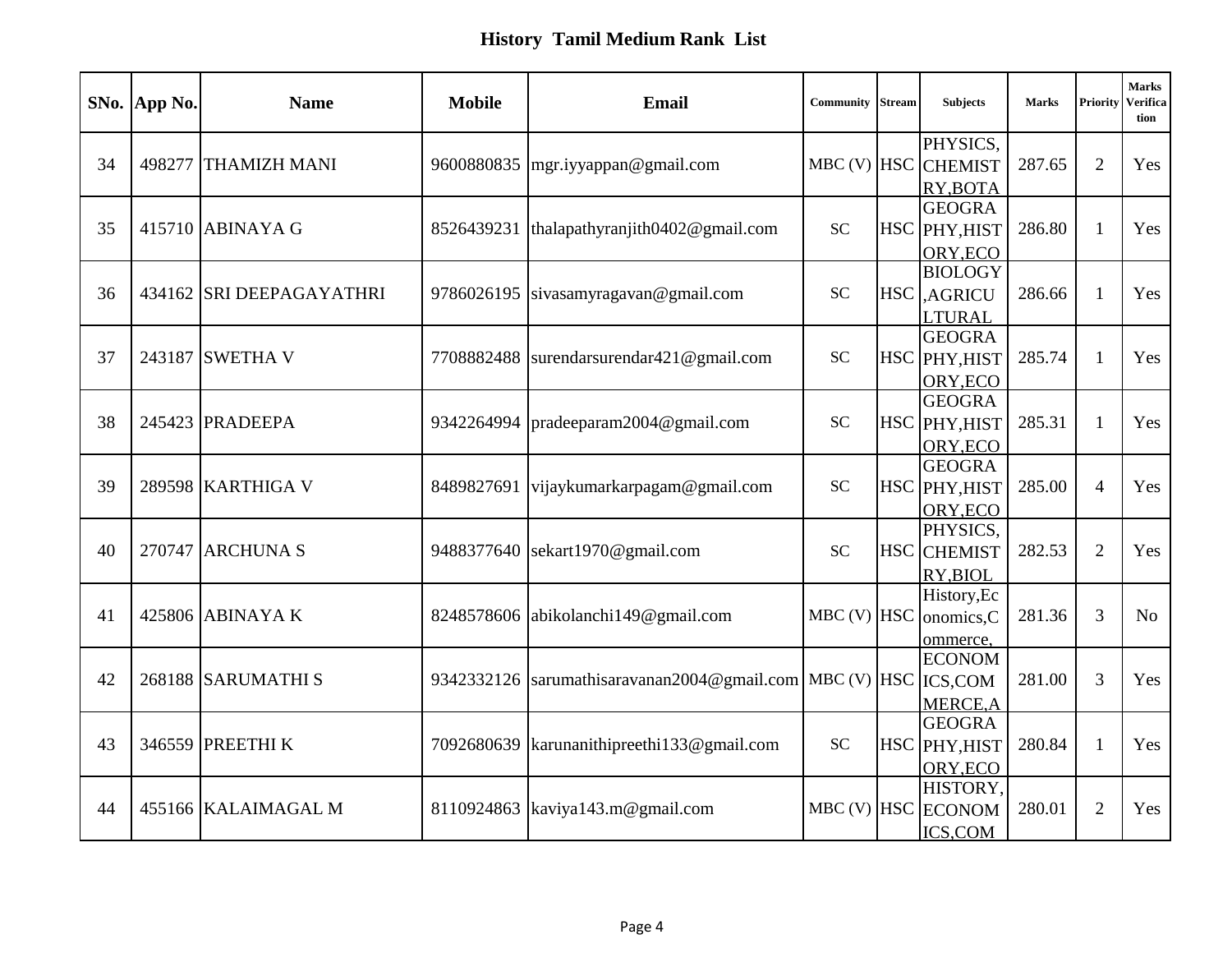## History Tamil Medium Rank List

| SNo. | App No. | Name | Mobile | Email | Community | Stream | Subjects | Marks | Priority | Marks Verification |
|---|---|---|---|---|---|---|---|---|---|---|
| 34 | 498277 | THAMIZH MANI | 9600880835 | mgr.iyyappan@gmail.com | MBC (V) | HSC | PHYSICS, CHEMISTRY,BOTA | 287.65 | 2 | Yes |
| 35 | 415710 | ABINAYA G | 8526439231 | thalapathyranjith0402@gmail.com | SC | HSC | GEOGRAPHY,HISTORY,ECO | 286.80 | 1 | Yes |
| 36 | 434162 | SRI DEEPAGAYATHRI | 9786026195 | sivasamyragavan@gmail.com | SC | HSC | BIOLOGY,AGRICULTURAL | 286.66 | 1 | Yes |
| 37 | 243187 | SWETHA V | 7708882488 | surendarsurendar421@gmail.com | SC | HSC | GEOGRAPHY,HISTORY,ECO | 285.74 | 1 | Yes |
| 38 | 245423 | PRADEEPA | 9342264994 | pradeeparam2004@gmail.com | SC | HSC | GEOGRAPHY,HISTORY,ECO | 285.31 | 1 | Yes |
| 39 | 289598 | KARTHIGA V | 8489827691 | vijaykumarkarpagam@gmail.com | SC | HSC | GEOGRAPHY,HISTORY,ECO | 285.00 | 4 | Yes |
| 40 | 270747 | ARCHUNA S | 9488377640 | sekart1970@gmail.com | SC | HSC | PHYSICS, CHEMISTRY,BIOL | 282.53 | 2 | Yes |
| 41 | 425806 | ABINAYA K | 8248578606 | abikolanchi149@gmail.com | MBC (V) | HSC | History,Economics,Commerce, | 281.36 | 3 | No |
| 42 | 268188 | SARUMATHI S | 9342332126 | sarumathisaravanan2004@gmail.com | MBC (V) | HSC | ECONOMICS,COMMERCE,A | 281.00 | 3 | Yes |
| 43 | 346559 | PREETHI K | 7092680639 | karunanithipreethi133@gmail.com | SC | HSC | GEOGRAPHY,HISTORY,ECO | 280.84 | 1 | Yes |
| 44 | 455166 | KALAIMAGAL M | 8110924863 | kaviya143.m@gmail.com | MBC (V) | HSC | HISTORY, ECONOMICS,COM | 280.01 | 2 | Yes |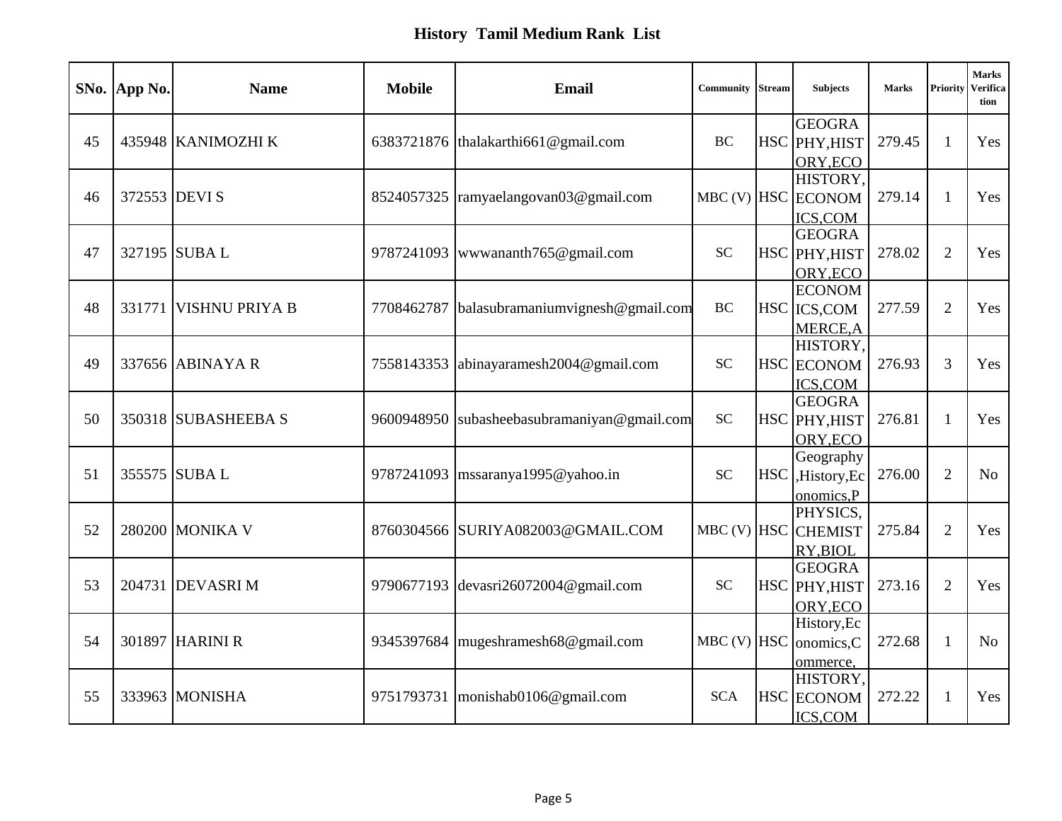# History Tamil Medium Rank List

| SNo. | App No. | Name | Mobile | Email | Community | Stream | Subjects | Marks | Priority | Marks Verification |
|---|---|---|---|---|---|---|---|---|---|---|
| 45 | 435948 | KANIMOZHI K | 6383721876 | thalakarthi661@gmail.com | BC | HSC | GEOGRAPHY,HISTORY,ECO | 279.45 | 1 | Yes |
| 46 | 372553 | DEVI S | 8524057325 | ramyaelangovan03@gmail.com | MBC (V) | HSC | HISTORY,ECONOMICS,COM | 279.14 | 1 | Yes |
| 47 | 327195 | SUBA L | 9787241093 | wwwananth765@gmail.com | SC | HSC | GEOGRAPHY,HISTORY,ECO | 278.02 | 2 | Yes |
| 48 | 331771 | VISHNU PRIYA B | 7708462787 | balasubramaniumvignesh@gmail.com | BC | HSC | ECONOMICS,COMMERCE,A | 277.59 | 2 | Yes |
| 49 | 337656 | ABINAYA R | 7558143353 | abinayaramesh2004@gmail.com | SC | HSC | HISTORY,ECONOMICS,COM | 276.93 | 3 | Yes |
| 50 | 350318 | SUBASHEEBA S | 9600948950 | subasheebasubramaniyan@gmail.com | SC | HSC | GEOGRAPHY,HISTORY,ECO | 276.81 | 1 | Yes |
| 51 | 355575 | SUBA L | 9787241093 | mssaranya1995@yahoo.in | SC | HSC | Geography,History,Economics,P | 276.00 | 2 | No |
| 52 | 280200 | MONIKA V | 8760304566 | SURIYA082003@GMAIL.COM | MBC (V) | HSC | PHYSICS,CHEMISTRY,BIOL | 275.84 | 2 | Yes |
| 53 | 204731 | DEVASRI M | 9790677193 | devasri26072004@gmail.com | SC | HSC | GEOGRAPHY,HISTORY,ECO | 273.16 | 2 | Yes |
| 54 | 301897 | HARINI R | 9345397684 | mugeshramesh68@gmail.com | MBC (V) | HSC | History,Economics,Commerce, | 272.68 | 1 | No |
| 55 | 333963 | MONISHA | 9751793731 | monishab0106@gmail.com | SCA | HSC | HISTORY,ECONOMICS,COM | 272.22 | 1 | Yes |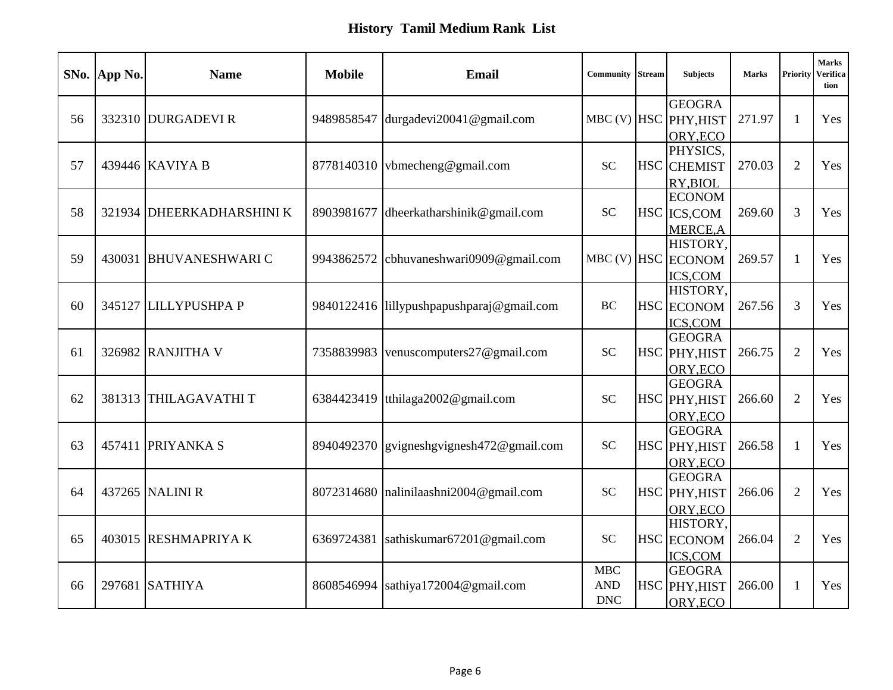## History Tamil Medium Rank List

| SNo. | App No. | Name | Mobile | Email | Community | Stream | Subjects | Marks | Priority | Marks Verification |
|---|---|---|---|---|---|---|---|---|---|---|
| 56 | 332310 | DURGADEVI R | 9489858547 | durgadevi20041@gmail.com | MBC (V) | HSC | GEOGRAPHY,HISTORY,ECO | 271.97 | 1 | Yes |
| 57 | 439446 | KAVIYA B | 8778140310 | vbmecheng@gmail.com | SC | HSC | PHYSICS,CHEMISTRY,BIOL | 270.03 | 2 | Yes |
| 58 | 321934 | DHEERKADHARSHINI K | 8903981677 | dheerkatharshinik@gmail.com | SC | HSC | ECONOMICS,COMMERCE,A | 269.60 | 3 | Yes |
| 59 | 430031 | BHUVANESHWARI C | 9943862572 | cbhuvaneshwari0909@gmail.com | MBC (V) | HSC | HISTORY,ECONOMICS,COM | 269.57 | 1 | Yes |
| 60 | 345127 | LILLYPUSHPA P | 9840122416 | lillypushpapushparaj@gmail.com | BC | HSC | HISTORY,ECONOMICS,COM | 267.56 | 3 | Yes |
| 61 | 326982 | RANJITHA V | 7358839983 | venuscomputers27@gmail.com | SC | HSC | GEOGRAPHY,HISTORY,ECO | 266.75 | 2 | Yes |
| 62 | 381313 | THILAGAVATHI T | 6384423419 | tthilaga2002@gmail.com | SC | HSC | GEOGRAPHY,HISTORY,ECO | 266.60 | 2 | Yes |
| 63 | 457411 | PRIYANKA S | 8940492370 | gvigneshgvignesh472@gmail.com | SC | HSC | GEOGRAPHY,HISTORY,ECO | 266.58 | 1 | Yes |
| 64 | 437265 | NALINI R | 8072314680 | nalinilaashni2004@gmail.com | SC | HSC | GEOGRAPHY,HISTORY,ECO | 266.06 | 2 | Yes |
| 65 | 403015 | RESHMAPRIYA K | 6369724381 | sathiskumar67201@gmail.com | SC | HSC | HISTORY,ECONOMICS,COM | 266.04 | 2 | Yes |
| 66 | 297681 | SATHIYA | 8608546994 | sathiya172004@gmail.com | MBC AND DNC | HSC | GEOGRAPHY,HISTORY,ECO | 266.00 | 1 | Yes |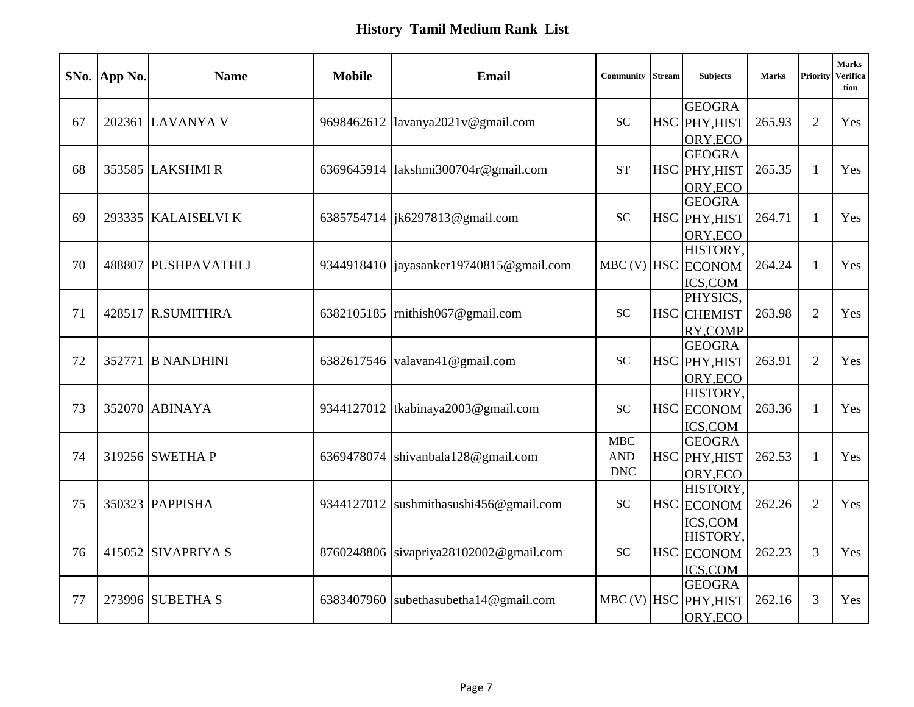## History Tamil Medium Rank List

| SNo. | App No. | Name | Mobile | Email | Community | Stream | Subjects | Marks | Priority | Marks Verification |
|---|---|---|---|---|---|---|---|---|---|---|
| 67 | 202361 | LAVANYA V | 9698462612 | lavanya2021v@gmail.com | SC | HSC | GEOGRAPHY,HISTORY,ECO | 265.93 | 2 | Yes |
| 68 | 353585 | LAKSHMI R | 6369645914 | lakshmi300704r@gmail.com | ST | HSC | GEOGRAPHY,HISTORY,ECO | 265.35 | 1 | Yes |
| 69 | 293335 | KALAISELVI K | 6385754714 | jk6297813@gmail.com | SC | HSC | GEOGRAPHY,HISTORY,ECO | 264.71 | 1 | Yes |
| 70 | 488807 | PUSHPAVATHI J | 9344918410 | jayasanker19740815@gmail.com | MBC (V) | HSC | HISTORY,ECONOMICS,COM | 264.24 | 1 | Yes |
| 71 | 428517 | R.SUMITHRA | 6382105185 | rnithish067@gmail.com | SC | HSC | PHYSICS,CHEMISTRY,COMP | 263.98 | 2 | Yes |
| 72 | 352771 | B NANDHINI | 6382617546 | valavan41@gmail.com | SC | HSC | GEOGRAPHY,HISTORY,ECO | 263.91 | 2 | Yes |
| 73 | 352070 | ABINAYA | 9344127012 | tkabinaya2003@gmail.com | SC | HSC | HISTORY,ECONOMICS,COM | 263.36 | 1 | Yes |
| 74 | 319256 | SWETHA P | 6369478074 | shivanbala128@gmail.com | MBC AND DNC | HSC | GEOGRAPHY,HISTORY,ECO | 262.53 | 1 | Yes |
| 75 | 350323 | PAPPISHA | 9344127012 | sushmithasushi456@gmail.com | SC | HSC | HISTORY,ECONOMICS,COM | 262.26 | 2 | Yes |
| 76 | 415052 | SIVAPRIYA S | 8760248806 | sivapriya28102002@gmail.com | SC | HSC | HISTORY,ECONOMICS,COM | 262.23 | 3 | Yes |
| 77 | 273996 | SUBETHA S | 6383407960 | subethasubetha14@gmail.com | MBC (V) | HSC | GEOGRAPHY,HISTORY,ECO | 262.16 | 3 | Yes |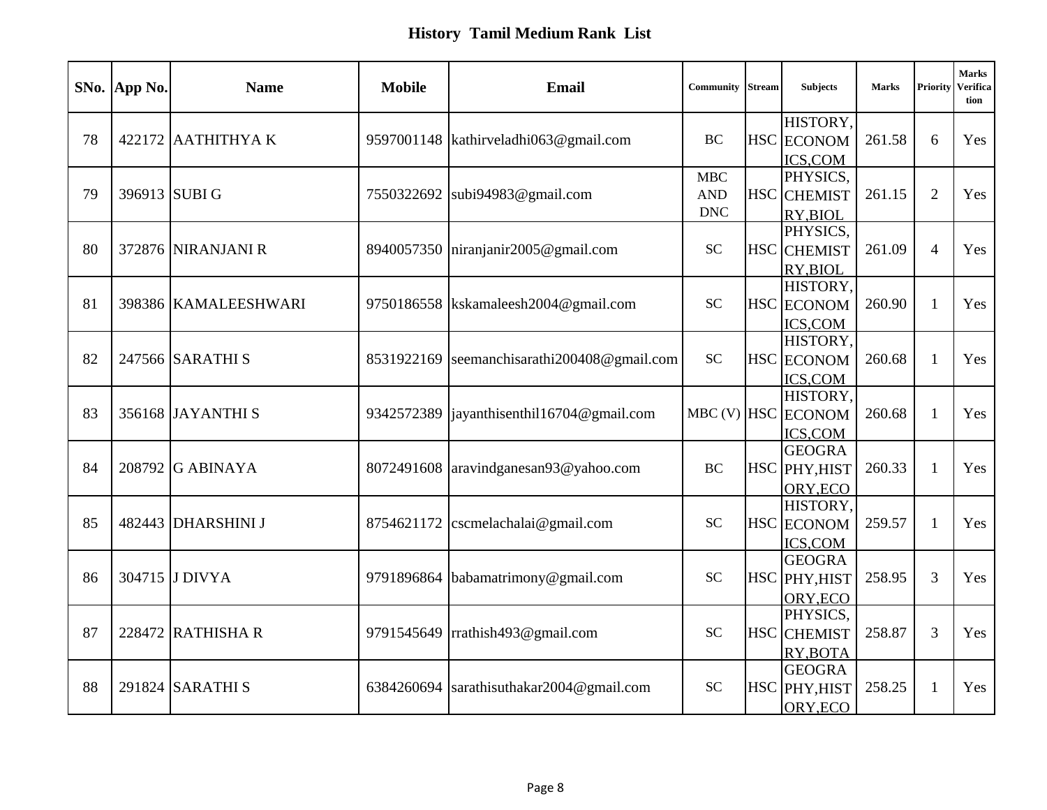# History Tamil Medium Rank List

| SNo. | App No. | Name | Mobile | Email | Community | Stream | Subjects | Marks | Priority | Marks Verification |
|---|---|---|---|---|---|---|---|---|---|---|
| 78 | 422172 | AATHITHYA K | 9597001148 | kathirveladhi063@gmail.com | BC | HSC | HISTORY, ECONOMICS,COM | 261.58 | 6 | Yes |
| 79 | 396913 | SUBI G | 7550322692 | subi94983@gmail.com | MBC AND DNC | HSC | PHYSICS, CHEMISTRY,BIOL | 261.15 | 2 | Yes |
| 80 | 372876 | NIRANJANI R | 8940057350 | niranjanir2005@gmail.com | SC | HSC | PHYSICS, CHEMISTRY,BIOL | 261.09 | 4 | Yes |
| 81 | 398386 | KAMALEESHWARI | 9750186558 | kskamaleesh2004@gmail.com | SC | HSC | HISTORY, ECONOMICS,COM | 260.90 | 1 | Yes |
| 82 | 247566 | SARATHI S | 8531922169 | seemanchisarathi200408@gmail.com | SC | HSC | HISTORY, ECONOMICS,COM | 260.68 | 1 | Yes |
| 83 | 356168 | JAYANTHI S | 9342572389 | jayanthisenthil16704@gmail.com | MBC (V) | HSC | HISTORY, ECONOMICS,COM | 260.68 | 1 | Yes |
| 84 | 208792 | G ABINAYA | 8072491608 | aravindganesan93@yahoo.com | BC | HSC | GEOGRAPHY,HISTORY,ECO | 260.33 | 1 | Yes |
| 85 | 482443 | DHARSHINI J | 8754621172 | cscmelachalai@gmail.com | SC | HSC | HISTORY, ECONOMICS,COM | 259.57 | 1 | Yes |
| 86 | 304715 | J DIVYA | 9791896864 | babamatrimony@gmail.com | SC | HSC | GEOGRAPHY,HISTORY,ECO | 258.95 | 3 | Yes |
| 87 | 228472 | RATHISHA R | 9791545649 | rrathish493@gmail.com | SC | HSC | PHYSICS, CHEMISTRY,BOTA | 258.87 | 3 | Yes |
| 88 | 291824 | SARATHI S | 6384260694 | sarathisuthakar2004@gmail.com | SC | HSC | GEOGRAPHY,HISTORY,ECO | 258.25 | 1 | Yes |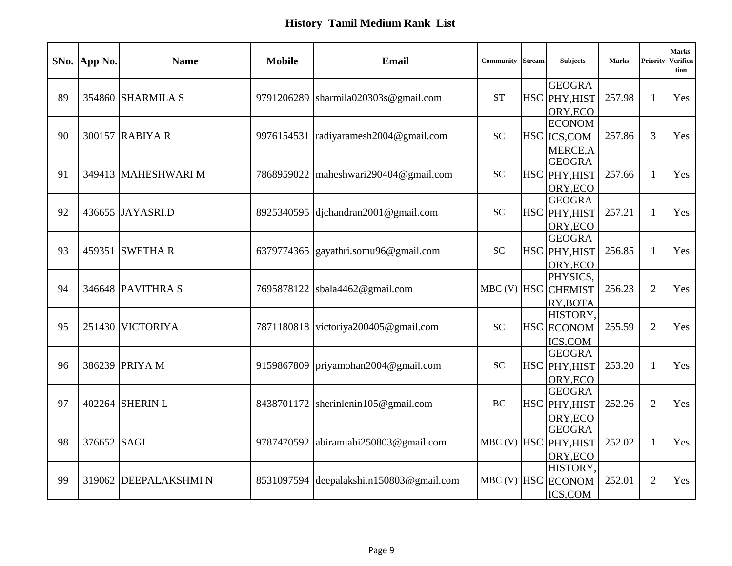# History Tamil Medium Rank List

| SNo. | App No. | Name | Mobile | Email | Community | Stream | Subjects | Marks | Priority | Marks Verification |
|---|---|---|---|---|---|---|---|---|---|---|
| 89 | 354860 | SHARMILA S | 9791206289 | sharmila020303s@gmail.com | ST | HSC | GEOGRAPHY,HISTORY,ECO | 257.98 | 1 | Yes |
| 90 | 300157 | RABIYA R | 9976154531 | radiyaramesh2004@gmail.com | SC | HSC | ECONOMICS,COMMERCE,A | 257.86 | 3 | Yes |
| 91 | 349413 | MAHESHWARI M | 7868959022 | maheshwari290404@gmail.com | SC | HSC | GEOGRAPHY,HISTORY,ECO | 257.66 | 1 | Yes |
| 92 | 436655 | JAYASRI.D | 8925340595 | djchandran2001@gmail.com | SC | HSC | GEOGRAPHY,HISTORY,ECO | 257.21 | 1 | Yes |
| 93 | 459351 | SWETHA R | 6379774365 | gayathri.somu96@gmail.com | SC | HSC | GEOGRAPHY,HISTORY,ECO | 256.85 | 1 | Yes |
| 94 | 346648 | PAVITHRA S | 7695878122 | sbala4462@gmail.com | MBC (V) | HSC | PHYSICS,CHEMISTRY,BOTA | 256.23 | 2 | Yes |
| 95 | 251430 | VICTORIYA | 7871180818 | victoriya200405@gmail.com | SC | HSC | HISTORY,ECONOMICS,COM | 255.59 | 2 | Yes |
| 96 | 386239 | PRIYA M | 9159867809 | priyamohan2004@gmail.com | SC | HSC | GEOGRAPHY,HISTORY,ECO | 253.20 | 1 | Yes |
| 97 | 402264 | SHERIN L | 8438701172 | sherinlenin105@gmail.com | BC | HSC | GEOGRAPHY,HISTORY,ECO | 252.26 | 2 | Yes |
| 98 | 376652 | SAGI | 9787470592 | abiramiabi250803@gmail.com | MBC (V) | HSC | GEOGRAPHY,HISTORY,ECO | 252.02 | 1 | Yes |
| 99 | 319062 | DEEPALAKSHMI N | 8531097594 | deepalakshi.n150803@gmail.com | MBC (V) | HSC | HISTORY,ECONOMICS,COM | 252.01 | 2 | Yes |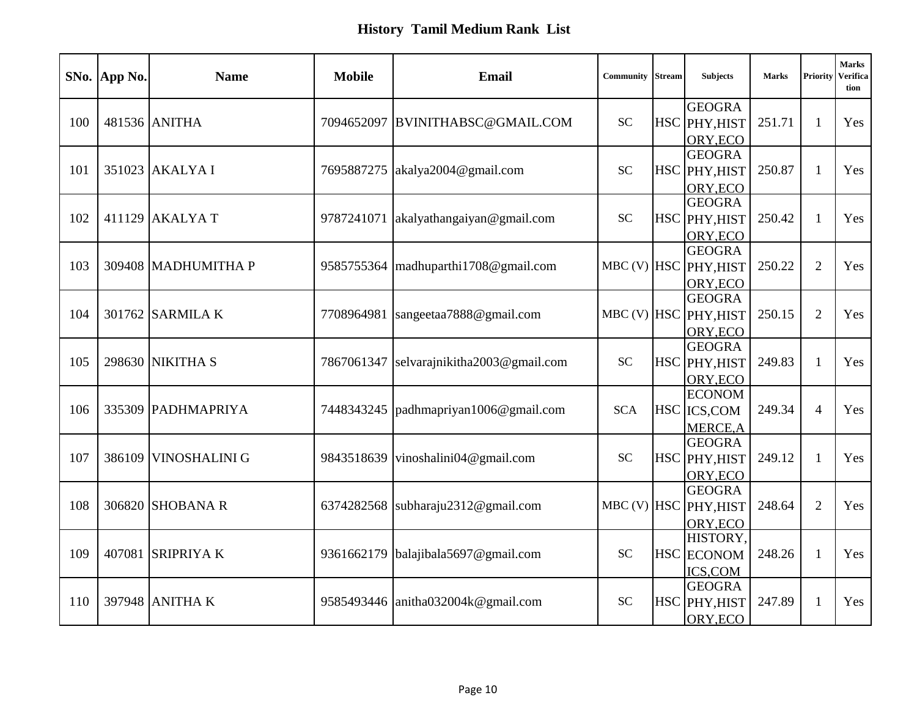# History Tamil Medium Rank List

| SNo. | App No. | Name | Mobile | Email | Community | Stream | Subjects | Marks | Priority | Marks Verification |
|---|---|---|---|---|---|---|---|---|---|---|
| 100 | 481536 | ANITHA | 7094652097 | BVINITHABSC@GMAIL.COM | SC | HSC | GEOGRAPHY,HISTORY,ECO | 251.71 | 1 | Yes |
| 101 | 351023 | AKALYA I | 7695887275 | akalya2004@gmail.com | SC | HSC | GEOGRAPHY,HISTORY,ECO | 250.87 | 1 | Yes |
| 102 | 411129 | AKALYA T | 9787241071 | akalyathangaiyan@gmail.com | SC | HSC | GEOGRAPHY,HISTORY,ECO | 250.42 | 1 | Yes |
| 103 | 309408 | MADHUMITHA P | 9585755364 | madhuparthi1708@gmail.com | MBC (V) | HSC | GEOGRAPHY,HISTORY,ECO | 250.22 | 2 | Yes |
| 104 | 301762 | SARMILA K | 7708964981 | sangeetaa7888@gmail.com | MBC (V) | HSC | GEOGRAPHY,HISTORY,ECO | 250.15 | 2 | Yes |
| 105 | 298630 | NIKITHA S | 7867061347 | selvarajnikitha2003@gmail.com | SC | HSC | GEOGRAPHY,HISTORY,ECO | 249.83 | 1 | Yes |
| 106 | 335309 | PADHMAPRIYA | 7448343245 | padhmapriyan1006@gmail.com | SCA | HSC | ECONOMICS,COMMERCE,A | 249.34 | 4 | Yes |
| 107 | 386109 | VINOSHALINI G | 9843518639 | vinoshalini04@gmail.com | SC | HSC | GEOGRAPHY,HISTORY,ECO | 249.12 | 1 | Yes |
| 108 | 306820 | SHOBANA R | 6374282568 | subharaju2312@gmail.com | MBC (V) | HSC | GEOGRAPHY,HISTORY,ECO | 248.64 | 2 | Yes |
| 109 | 407081 | SRIPRIYA K | 9361662179 | balajibala5697@gmail.com | SC | HSC | HISTORY,ECONOMICS,COM | 248.26 | 1 | Yes |
| 110 | 397948 | ANITHA K | 9585493446 | anitha032004k@gmail.com | SC | HSC | GEOGRAPHY,HISTORY,ECO | 247.89 | 1 | Yes |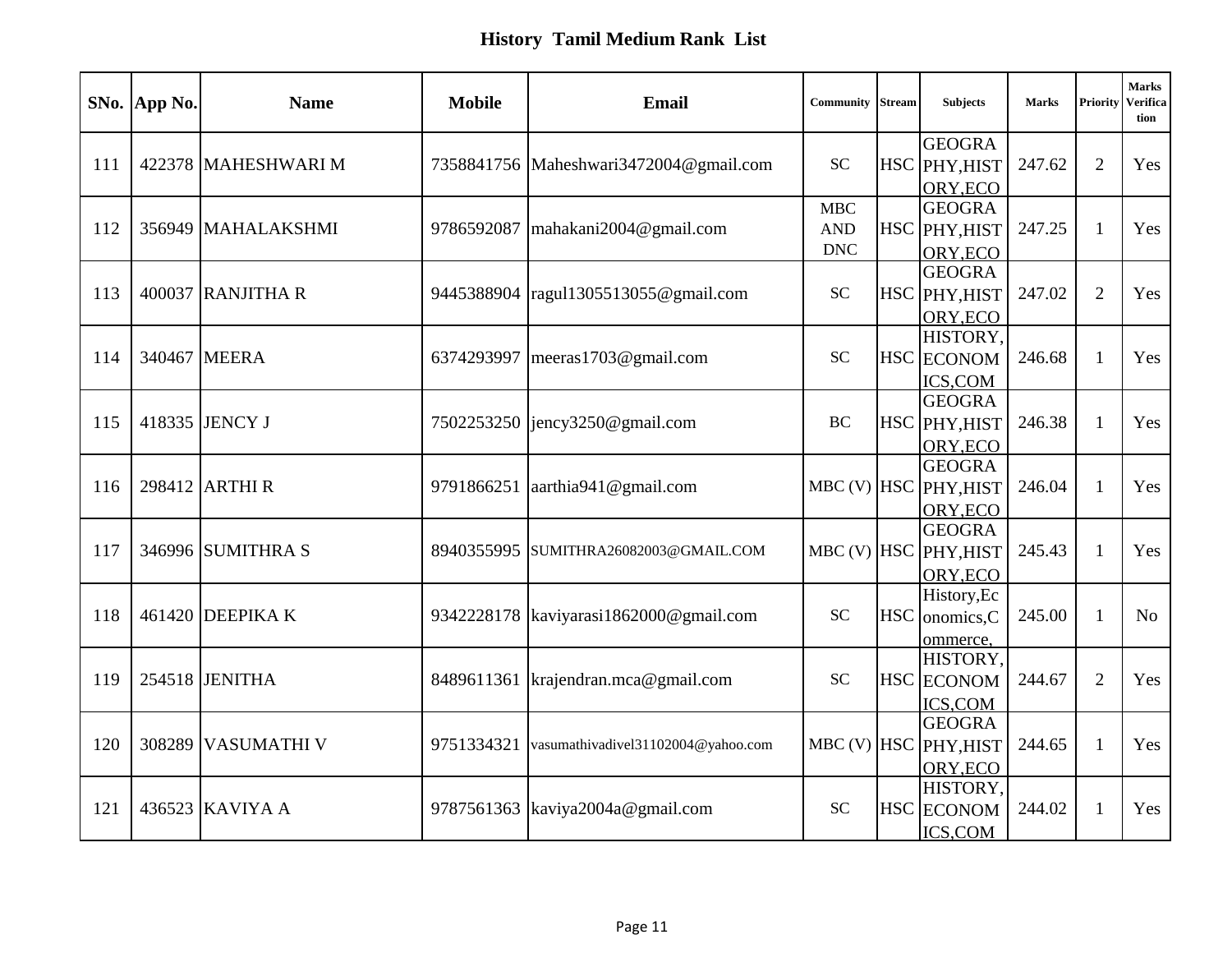# History Tamil Medium Rank List

| SNo. | App No. | Name | Mobile | Email | Community | Stream | Subjects | Marks | Priority | Marks Verification |
|---|---|---|---|---|---|---|---|---|---|---|
| 111 | 422378 | MAHESHWARI M | 7358841756 | Maheshwari3472004@gmail.com | SC | HSC | GEOGRAPHY,HISTORY,ECO | 247.62 | 2 | Yes |
| 112 | 356949 | MAHALAKSHMI | 9786592087 | mahakani2004@gmail.com | MBC AND DNC | HSC | GEOGRAPHY,HISTORY,ECO | 247.25 | 1 | Yes |
| 113 | 400037 | RANJITHA R | 9445388904 | ragul1305513055@gmail.com | SC | HSC | GEOGRAPHY,HISTORY,ECO | 247.02 | 2 | Yes |
| 114 | 340467 | MEERA | 6374293997 | meeras1703@gmail.com | SC | HSC | HISTORY,ECONOMICS,COM | 246.68 | 1 | Yes |
| 115 | 418335 | JENCY J | 7502253250 | jency3250@gmail.com | BC | HSC | GEOGRAPHY,HISTORY,ECO | 246.38 | 1 | Yes |
| 116 | 298412 | ARTHI R | 9791866251 | aarthia941@gmail.com | MBC (V) | HSC | GEOGRAPHY,HISTORY,ECO | 246.04 | 1 | Yes |
| 117 | 346996 | SUMITHRA S | 8940355995 | SUMITHRA26082003@GMAIL.COM | MBC (V) | HSC | GEOGRAPHY,HISTORY,ECO | 245.43 | 1 | Yes |
| 118 | 461420 | DEEPIKA K | 9342228178 | kaviyarasi1862000@gmail.com | SC | HSC | History,Economics,Commerce, | 245.00 | 1 | No |
| 119 | 254518 | JENITHA | 8489611361 | krajendran.mca@gmail.com | SC | HSC | HISTORY,ECONOMICS,COM | 244.67 | 2 | Yes |
| 120 | 308289 | VASUMATHI V | 9751334321 | vasumathivadivel31102004@yahoo.com | MBC (V) | HSC | GEOGRAPHY,HISTORY,ECO | 244.65 | 1 | Yes |
| 121 | 436523 | KAVIYA A | 9787561363 | kaviya2004a@gmail.com | SC | HSC | HISTORY,ECONOMICS,COM | 244.02 | 1 | Yes |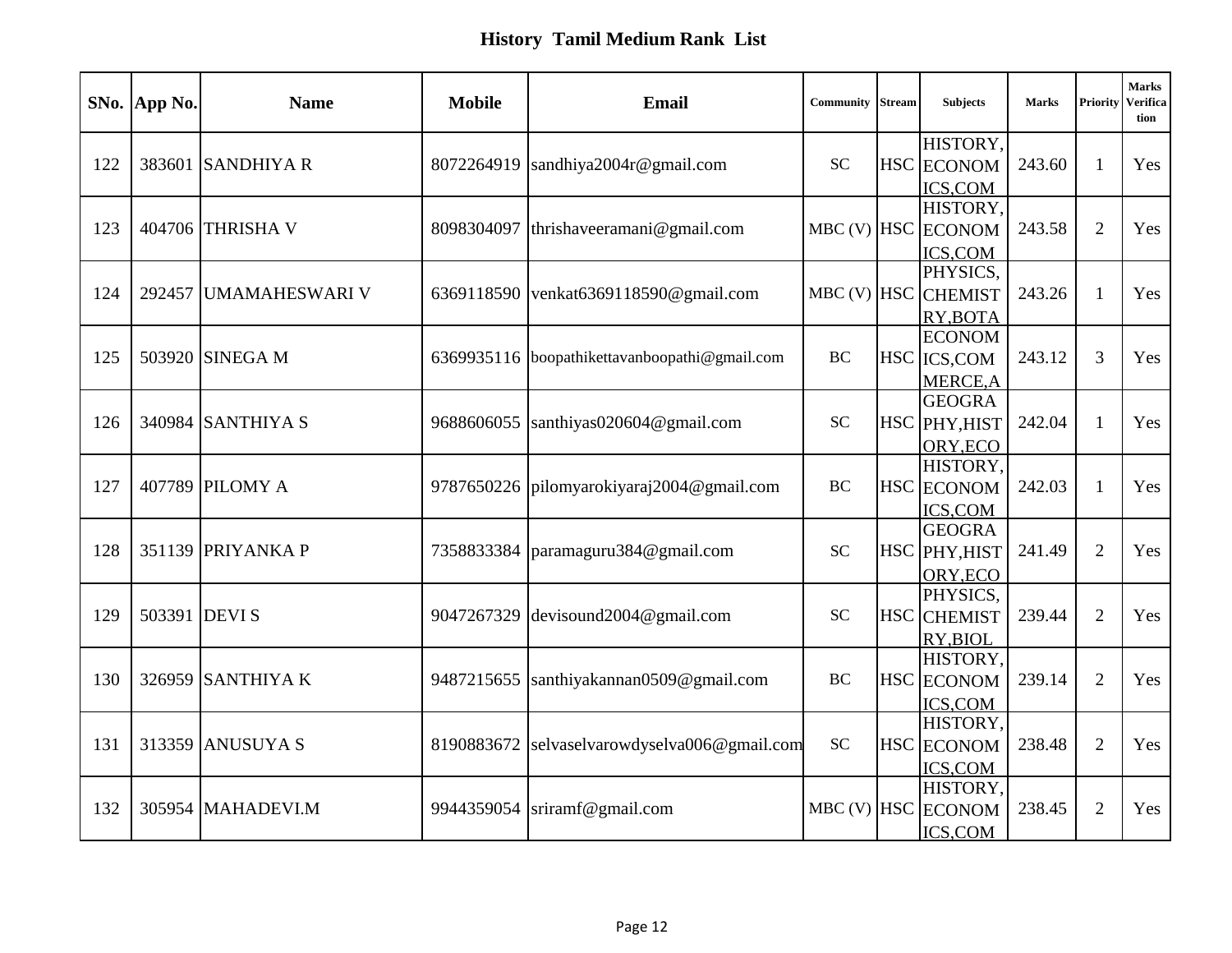# History Tamil Medium Rank List

| SNo. | App No. | Name | Mobile | Email | Community | Stream | Subjects | Marks | Priority | Marks Verification |
|---|---|---|---|---|---|---|---|---|---|---|
| 122 | 383601 | SANDHIYA R | 8072264919 | sandhiya2004r@gmail.com | SC | HSC | HISTORY, ECONOMICS,COM | 243.60 | 1 | Yes |
| 123 | 404706 | THRISHA V | 8098304097 | thrishaveeramani@gmail.com | MBC (V) | HSC | HISTORY, ECONOMICS,COM | 243.58 | 2 | Yes |
| 124 | 292457 | UMAMAHESWARI V | 6369118590 | venkat6369118590@gmail.com | MBC (V) | HSC | PHYSICS, CHEMISTRY,BOTA | 243.26 | 1 | Yes |
| 125 | 503920 | SINEGA M | 6369935116 | boopathikettavanboopathi@gmail.com | BC | HSC | ECONOMICS,COMMERCE,A | 243.12 | 3 | Yes |
| 126 | 340984 | SANTHIYA S | 9688606055 | santhiyas020604@gmail.com | SC | HSC | GEOGRAPHY,HISTORY,ECO | 242.04 | 1 | Yes |
| 127 | 407789 | PILOMY A | 9787650226 | pilomyarokiyaraj2004@gmail.com | BC | HSC | HISTORY, ECONOMICS,COM | 242.03 | 1 | Yes |
| 128 | 351139 | PRIYANKA P | 7358833384 | paramaguru384@gmail.com | SC | HSC | GEOGRAPHY,HISTORY,ECO | 241.49 | 2 | Yes |
| 129 | 503391 | DEVI S | 9047267329 | devisound2004@gmail.com | SC | HSC | PHYSICS, CHEMISTRY,BIOL | 239.44 | 2 | Yes |
| 130 | 326959 | SANTHIYA K | 9487215655 | santhiyakannan0509@gmail.com | BC | HSC | HISTORY, ECONOMICS,COM | 239.14 | 2 | Yes |
| 131 | 313359 | ANUSUYA S | 8190883672 | selvaselvarowdyselva006@gmail.com | SC | HSC | HISTORY, ECONOMICS,COM | 238.48 | 2 | Yes |
| 132 | 305954 | MAHADEVI.M | 9944359054 | sriramf@gmail.com | MBC (V) | HSC | HISTORY, ECONOMICS,COM | 238.45 | 2 | Yes |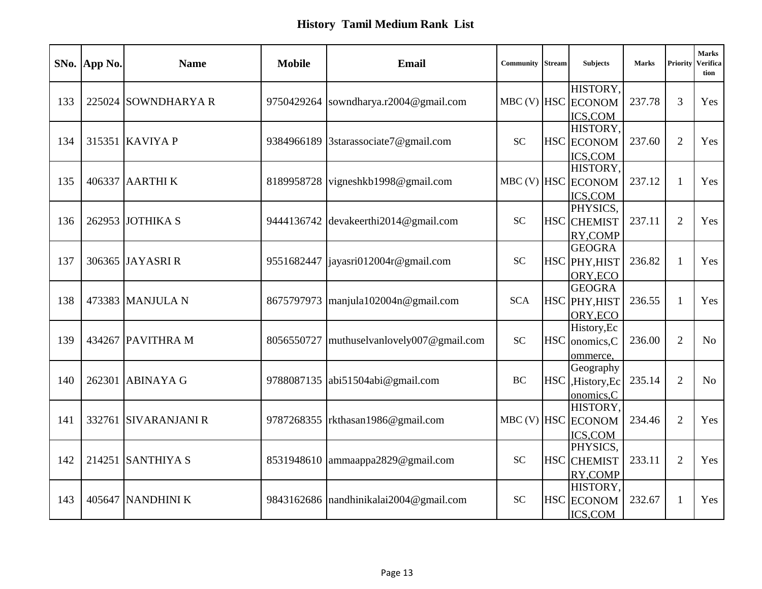## History Tamil Medium Rank List

| SNo. | App No. | Name | Mobile | Email | Community | Stream | Subjects | Marks | Priority | Marks Verification |
|---|---|---|---|---|---|---|---|---|---|---|
| 133 | 225024 | SOWNDHARYA R | 9750429264 | sowndharya.r2004@gmail.com | MBC (V) | HSC | HISTORY, ECONOM ICS,COM | 237.78 | 3 | Yes |
| 134 | 315351 | KAVIYA P | 9384966189 | 3starassociate7@gmail.com | SC | HSC | HISTORY, ECONOM ICS,COM | 237.60 | 2 | Yes |
| 135 | 406337 | AARTHI K | 8189958728 | vigneshkb1998@gmail.com | MBC (V) | HSC | HISTORY, ECONOM ICS,COM | 237.12 | 1 | Yes |
| 136 | 262953 | JOTHIKA S | 9444136742 | devakeerthi2014@gmail.com | SC | HSC | PHYSICS, CHEMIST RY,COMP | 237.11 | 2 | Yes |
| 137 | 306365 | JAYASRI R | 9551682447 | jayasri012004r@gmail.com | SC | HSC | GEOGRA PHY,HIST ORY,ECO | 236.82 | 1 | Yes |
| 138 | 473383 | MANJULA N | 8675797973 | manjula102004n@gmail.com | SCA | HSC | GEOGRA PHY,HIST ORY,ECO | 236.55 | 1 | Yes |
| 139 | 434267 | PAVITHRA M | 8056550727 | muthuselvanlovely007@gmail.com | SC | HSC | History,Ec onomics,C ommerce, | 236.00 | 2 | No |
| 140 | 262301 | ABINAYA G | 9788087135 | abi51504abi@gmail.com | BC | HSC | Geography ,History,Ec onomics,C | 235.14 | 2 | No |
| 141 | 332761 | SIVARANJANI R | 9787268355 | rkthasan1986@gmail.com | MBC (V) | HSC | HISTORY, ECONOM ICS,COM | 234.46 | 2 | Yes |
| 142 | 214251 | SANTHIYA S | 8531948610 | ammaappa2829@gmail.com | SC | HSC | PHYSICS, CHEMIST RY,COMP | 233.11 | 2 | Yes |
| 143 | 405647 | NANDHINI K | 9843162686 | nandhinikalai2004@gmail.com | SC | HSC | HISTORY, ECONOM ICS,COM | 232.67 | 1 | Yes |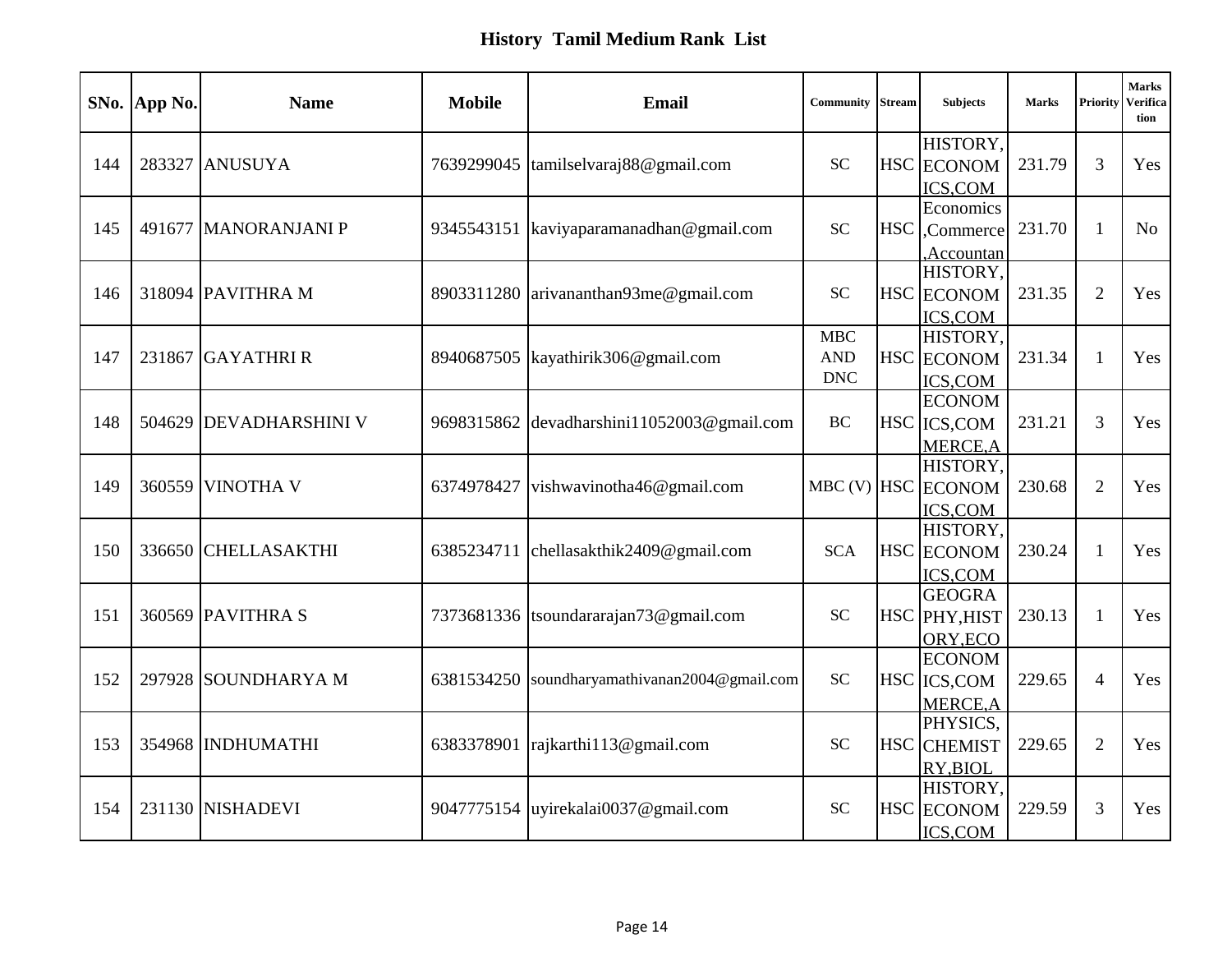## History Tamil Medium Rank List

| SNo. | App No. | Name | Mobile | Email | Community | Stream | Subjects | Marks | Priority | Marks Verification |
|---|---|---|---|---|---|---|---|---|---|---|
| 144 | 283327 | ANUSUYA | 7639299045 | tamilselvaraj88@gmail.com | SC | HSC | HISTORY, ECONOMICS,COM | 231.79 | 3 | Yes |
| 145 | 491677 | MANORANJANI P | 9345543151 | kaviyaparamanadhan@gmail.com | SC | HSC | Economics ,Commerce ,Accountan | 231.70 | 1 | No |
| 146 | 318094 | PAVITHRA M | 8903311280 | arivananthan93me@gmail.com | SC | HSC | HISTORY, ECONOMICS,COM | 231.35 | 2 | Yes |
| 147 | 231867 | GAYATHRI R | 8940687505 | kayathirik306@gmail.com | MBC AND DNC | HSC | HISTORY, ECONOMICS,COM | 231.34 | 1 | Yes |
| 148 | 504629 | DEVADHARSHINI V | 9698315862 | devadharshini11052003@gmail.com | BC | HSC | ECONOMICS,COMMERCE,A | 231.21 | 3 | Yes |
| 149 | 360559 | VINOTHA V | 6374978427 | vishwavinotha46@gmail.com | MBC (V) | HSC | HISTORY, ECONOMICS,COM | 230.68 | 2 | Yes |
| 150 | 336650 | CHELLASAKTHI | 6385234711 | chellasakthik2409@gmail.com | SCA | HSC | HISTORY, ECONOMICS,COM | 230.24 | 1 | Yes |
| 151 | 360569 | PAVITHRA S | 7373681336 | tsoundararajan73@gmail.com | SC | HSC | GEOGRAPHY,HISTORY,ECO | 230.13 | 1 | Yes |
| 152 | 297928 | SOUNDHARYA M | 6381534250 | soundharyamathivanan2004@gmail.com | SC | HSC | ECONOMICS,COMMERCE,A | 229.65 | 4 | Yes |
| 153 | 354968 | INDHUMATHI | 6383378901 | rajkarthi113@gmail.com | SC | HSC | PHYSICS, CHEMISTRY,BIOL | 229.65 | 2 | Yes |
| 154 | 231130 | NISHADEVI | 9047775154 | uyirekalai0037@gmail.com | SC | HSC | HISTORY, ECONOMICS,COM | 229.59 | 3 | Yes |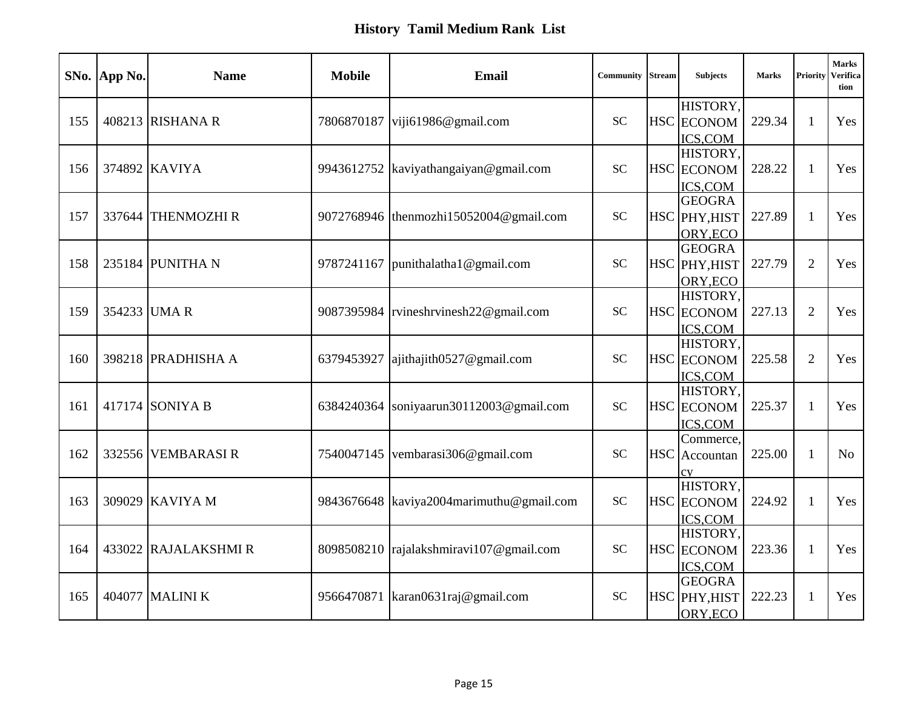# History Tamil Medium Rank List

| SNo. | App No. | Name | Mobile | Email | Community | Stream | Subjects | Marks | Priority | Marks Verification |
|---|---|---|---|---|---|---|---|---|---|---|
| 155 | 408213 | RISHANA R | 7806870187 | viji61986@gmail.com | SC | HSC | HISTORY, ECONOMICS,COM | 229.34 | 1 | Yes |
| 156 | 374892 | KAVIYA | 9943612752 | kaviyathangaiyan@gmail.com | SC | HSC | HISTORY, ECONOMICS,COM | 228.22 | 1 | Yes |
| 157 | 337644 | THENMOZHI R | 9072768946 | thenmozhi15052004@gmail.com | SC | HSC | GEOGRAPHY,HISTORY,ECO | 227.89 | 1 | Yes |
| 158 | 235184 | PUNITHA N | 9787241167 | punithalatha1@gmail.com | SC | HSC | GEOGRAPHY,HISTORY,ECO | 227.79 | 2 | Yes |
| 159 | 354233 | UMA R | 9087395984 | rvineshrvinesh22@gmail.com | SC | HSC | HISTORY, ECONOMICS,COM | 227.13 | 2 | Yes |
| 160 | 398218 | PRADHISHA A | 6379453927 | ajithajith0527@gmail.com | SC | HSC | HISTORY, ECONOMICS,COM | 225.58 | 2 | Yes |
| 161 | 417174 | SONIYA B | 6384240364 | soniyaarun30112003@gmail.com | SC | HSC | HISTORY, ECONOMICS,COM | 225.37 | 1 | Yes |
| 162 | 332556 | VEMBARASI R | 7540047145 | vembarasi306@gmail.com | SC | HSC | Commerce, Accountancy | 225.00 | 1 | No |
| 163 | 309029 | KAVIYA M | 9843676648 | kaviya2004marimuthu@gmail.com | SC | HSC | HISTORY, ECONOMICS,COM | 224.92 | 1 | Yes |
| 164 | 433022 | RAJALAKSHMI R | 8098508210 | rajalakshmiravi107@gmail.com | SC | HSC | HISTORY, ECONOMICS,COM | 223.36 | 1 | Yes |
| 165 | 404077 | MALINI K | 9566470871 | karan0631raj@gmail.com | SC | HSC | GEOGRAPHY,HISTORY,ECO | 222.23 | 1 | Yes |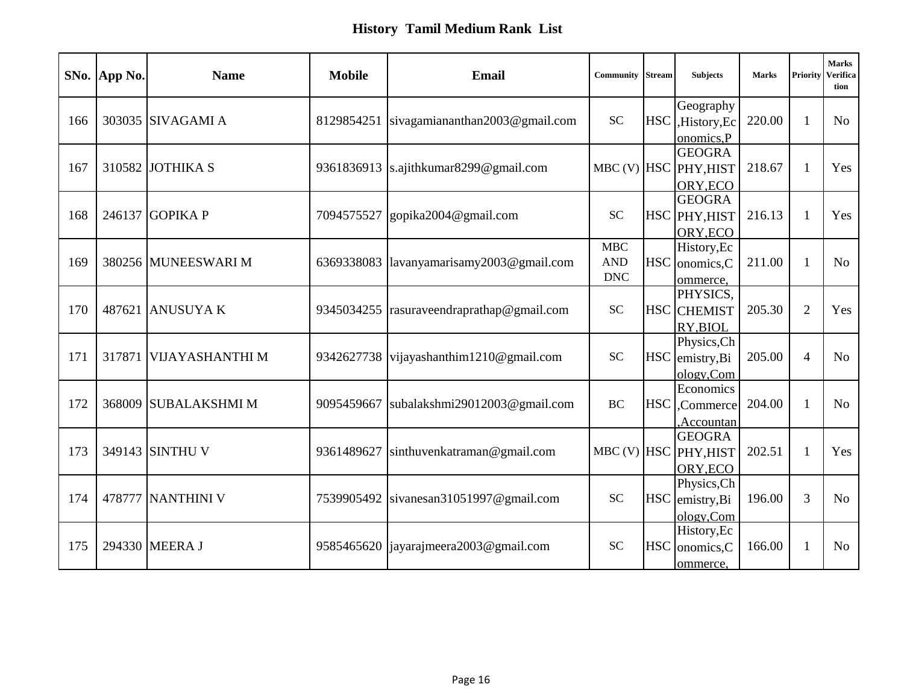# History Tamil Medium Rank List

| SNo. | App No. | Name | Mobile | Email | Community | Stream | Subjects | Marks | Priority | Marks Verification |
|---|---|---|---|---|---|---|---|---|---|---|
| 166 | 303035 | SIVAGAMI A | 8129854251 | sivagamiananthan2003@gmail.com | SC | HSC | Geography,History,Economics,P | 220.00 | 1 | No |
| 167 | 310582 | JOTHIKA S | 9361836913 | s.ajithkumar8299@gmail.com | MBC (V) | HSC | GEOGRAPHY,HISTORY,ECO | 218.67 | 1 | Yes |
| 168 | 246137 | GOPIKA P | 7094575527 | gopika2004@gmail.com | SC | HSC | GEOGRAPHY,HISTORY,ECO | 216.13 | 1 | Yes |
| 169 | 380256 | MUNEESWARI M | 6369338083 | lavanyamarisamy2003@gmail.com | MBC AND DNC | HSC | History,Economics,Commerce, | 211.00 | 1 | No |
| 170 | 487621 | ANUSUYA K | 9345034255 | rasuraveendraprathap@gmail.com | SC | HSC | PHYSICS,CHEMISTRY,BIOL | 205.30 | 2 | Yes |
| 171 | 317871 | VIJAYASHANTHI M | 9342627738 | vijayashanthim1210@gmail.com | SC | HSC | Physics,Chemistry,Biology,Com | 205.00 | 4 | No |
| 172 | 368009 | SUBALAKSHMI M | 9095459667 | subalakshmi29012003@gmail.com | BC | HSC | Economics,Commerce,Accountan | 204.00 | 1 | No |
| 173 | 349143 | SINTHU V | 9361489627 | sinthuvenkatraman@gmail.com | MBC (V) | HSC | GEOGRAPHY,HISTORY,ECO | 202.51 | 1 | Yes |
| 174 | 478777 | NANTHINI V | 7539905492 | sivanesan31051997@gmail.com | SC | HSC | Physics,Chemistry,Biology,Com | 196.00 | 3 | No |
| 175 | 294330 | MEERA J | 9585465620 | jayarajmeera2003@gmail.com | SC | HSC | History,Economics,Commerce, | 166.00 | 1 | No |